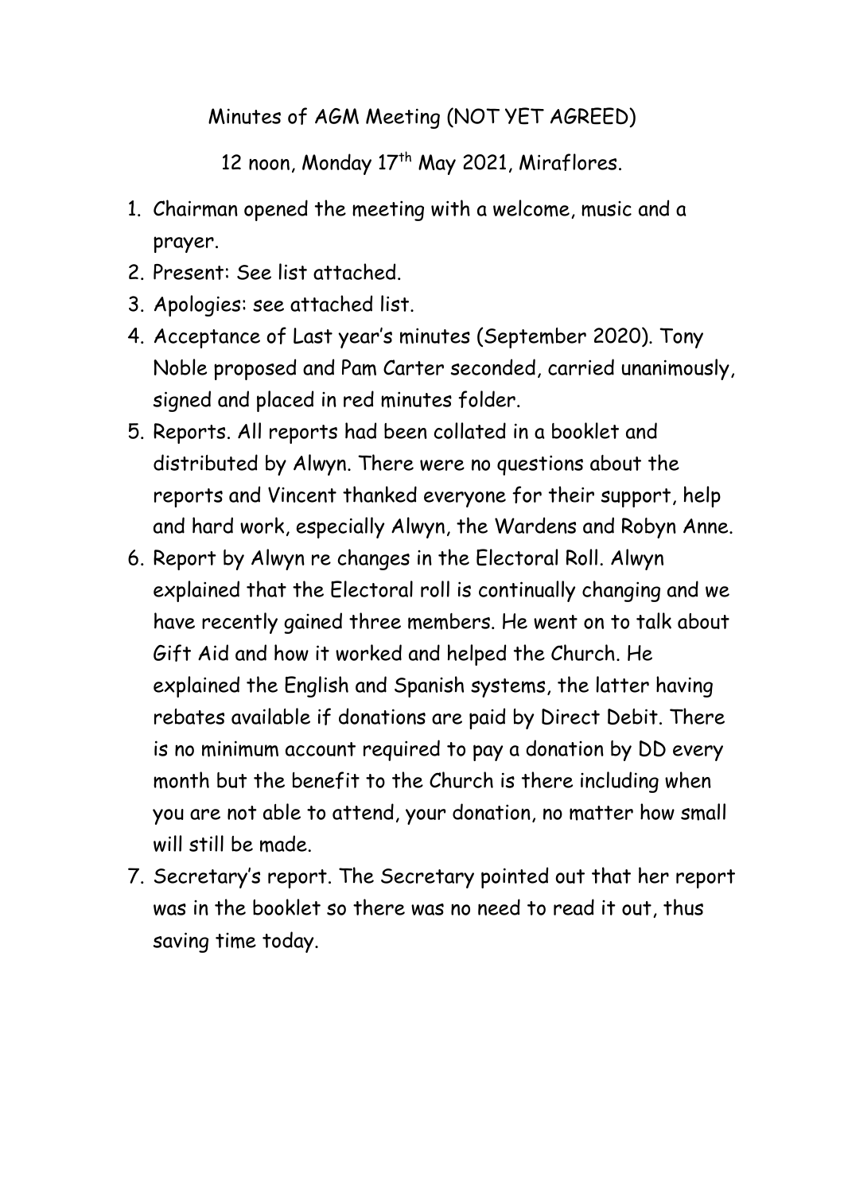Minutes of AGM Meeting (NOT YET AGREED)

12 noon, Monday 17th May 2021, Miraflores.

1. Chairman opened the meeting with a welcome, music and a prayer.
2. Present: See list attached.
3. Apologies: see attached list.
4. Acceptance of Last year's minutes (September 2020). Tony Noble proposed and Pam Carter seconded, carried unanimously, signed and placed in red minutes folder.
5. Reports. All reports had been collated in a booklet and distributed by Alwyn. There were no questions about the reports and Vincent thanked everyone for their support, help and hard work, especially Alwyn, the Wardens and Robyn Anne.
6. Report by Alwyn re changes in the Electoral Roll. Alwyn explained that the Electoral roll is continually changing and we have recently gained three members. He went on to talk about Gift Aid and how it worked and helped the Church. He explained the English and Spanish systems, the latter having rebates available if donations are paid by Direct Debit. There is no minimum account required to pay a donation by DD every month but the benefit to the Church is there including when you are not able to attend, your donation, no matter how small will still be made.
7. Secretary's report. The Secretary pointed out that her report was in the booklet so there was no need to read it out, thus saving time today.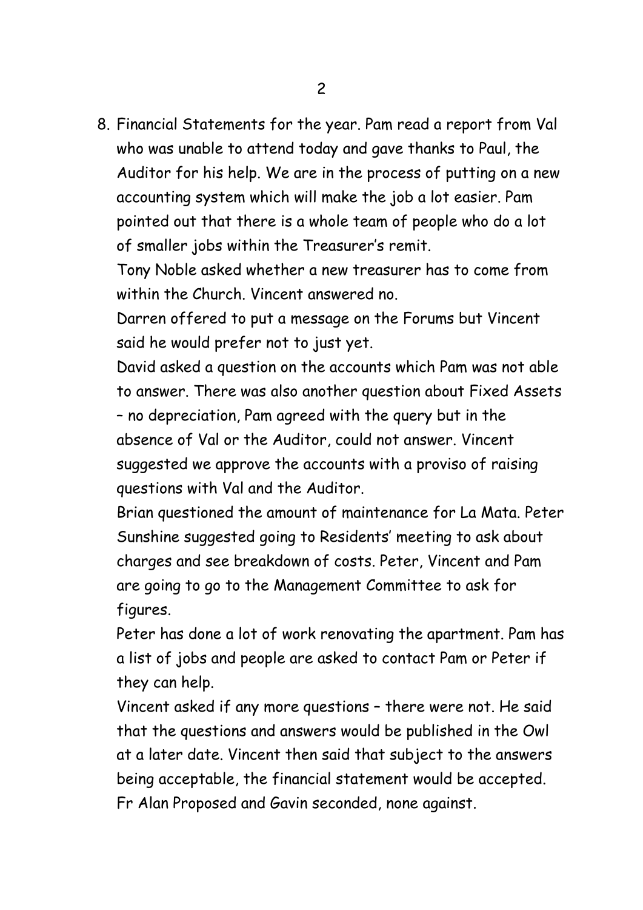8. Financial Statements for the year. Pam read a report from Val who was unable to attend today and gave thanks to Paul, the Auditor for his help. We are in the process of putting on a new accounting system which will make the job a lot easier. Pam pointed out that there is a whole team of people who do a lot of smaller jobs within the Treasurer's remit.

   Tony Noble asked whether a new treasurer has to come from within the Church. Vincent answered no.

   Darren offered to put a message on the Forums but Vincent said he would prefer not to just yet.

   David asked a question on the accounts which Pam was not able to answer. There was also another question about Fixed Assets – no depreciation, Pam agreed with the query but in the absence of Val or the Auditor, could not answer. Vincent suggested we approve the accounts with a proviso of raising questions with Val and the Auditor.

   Brian questioned the amount of maintenance for La Mata. Peter Sunshine suggested going to Residents' meeting to ask about charges and see breakdown of costs. Peter, Vincent and Pam are going to go to the Management Committee to ask for figures.

   Peter has done a lot of work renovating the apartment. Pam has a list of jobs and people are asked to contact Pam or Peter if they can help.

   Vincent asked if any more questions – there were not. He said that the questions and answers would be published in the Owl at a later date. Vincent then said that subject to the answers being acceptable, the financial statement would be accepted. Fr Alan Proposed and Gavin seconded, none against.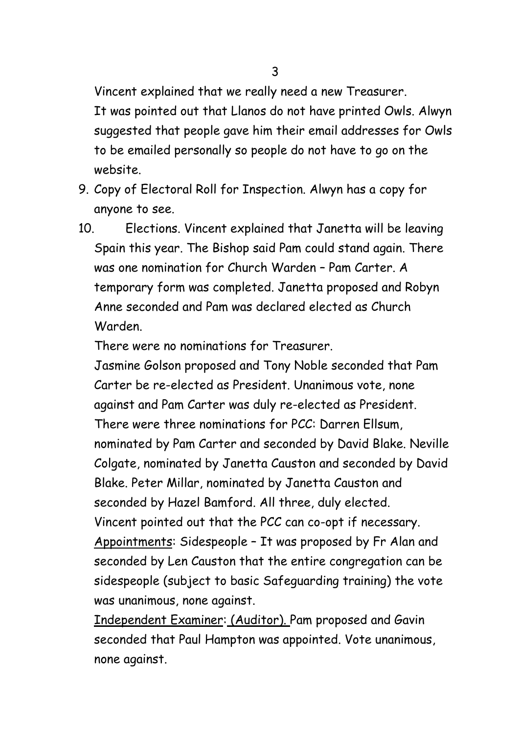Vincent explained that we really need a new Treasurer.
It was pointed out that Llanos do not have printed Owls. Alwyn suggested that people gave him their email addresses for Owls to be emailed personally so people do not have to go on the website.

9. Copy of Electoral Roll for Inspection. Alwyn has a copy for anyone to see.
10. Elections. Vincent explained that Janetta will be leaving Spain this year. The Bishop said Pam could stand again. There was one nomination for Church Warden – Pam Carter. A temporary form was completed. Janetta proposed and Robyn Anne seconded and Pam was declared elected as Church Warden.

    There were no nominations for Treasurer.

    Jasmine Golson proposed and Tony Noble seconded that Pam Carter be re-elected as President. Unanimous vote, none against and Pam Carter was duly re-elected as President.

    There were three nominations for PCC: Darren Ellsum, nominated by Pam Carter and seconded by David Blake. Neville Colgate, nominated by Janetta Causton and seconded by David Blake. Peter Millar, nominated by Janetta Causton and seconded by Hazel Bamford. All three, duly elected.

    Vincent pointed out that the PCC can co-opt if necessary.

    <u>Appointments</u>: Sidespeople – It was proposed by Fr Alan and seconded by Len Causton that the entire congregation can be sidespeople (subject to basic Safeguarding training) the vote was unanimous, none against.

    <u>Independent Examiner</u>: <u>(Auditor).</u> Pam proposed and Gavin seconded that Paul Hampton was appointed. Vote unanimous, none against.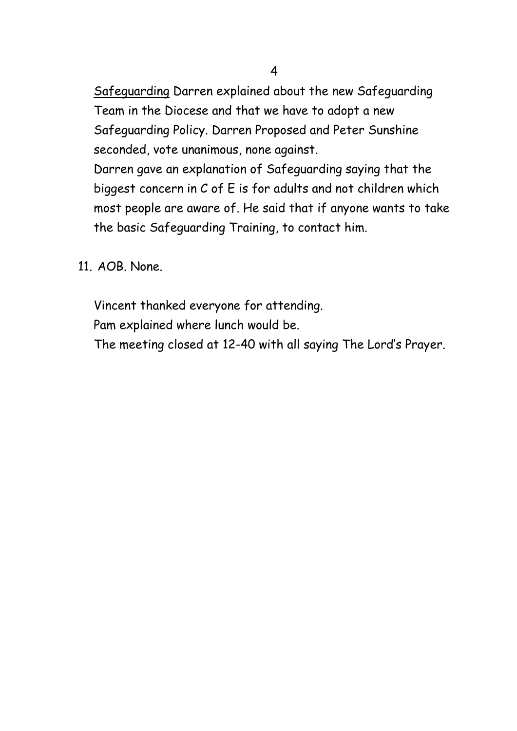<u>Safeguarding</u> Darren explained about the new Safeguarding Team in the Diocese and that we have to adopt a new Safeguarding Policy. Darren Proposed and Peter Sunshine seconded, vote unanimous, none against.
Darren gave an explanation of Safeguarding saying that the biggest concern in C of E is for adults and not children which most people are aware of. He said that if anyone wants to take the basic Safeguarding Training, to contact him.

11. AOB. None.

Vincent thanked everyone for attending.
Pam explained where lunch would be.
The meeting closed at 12-40 with all saying The Lord's Prayer.